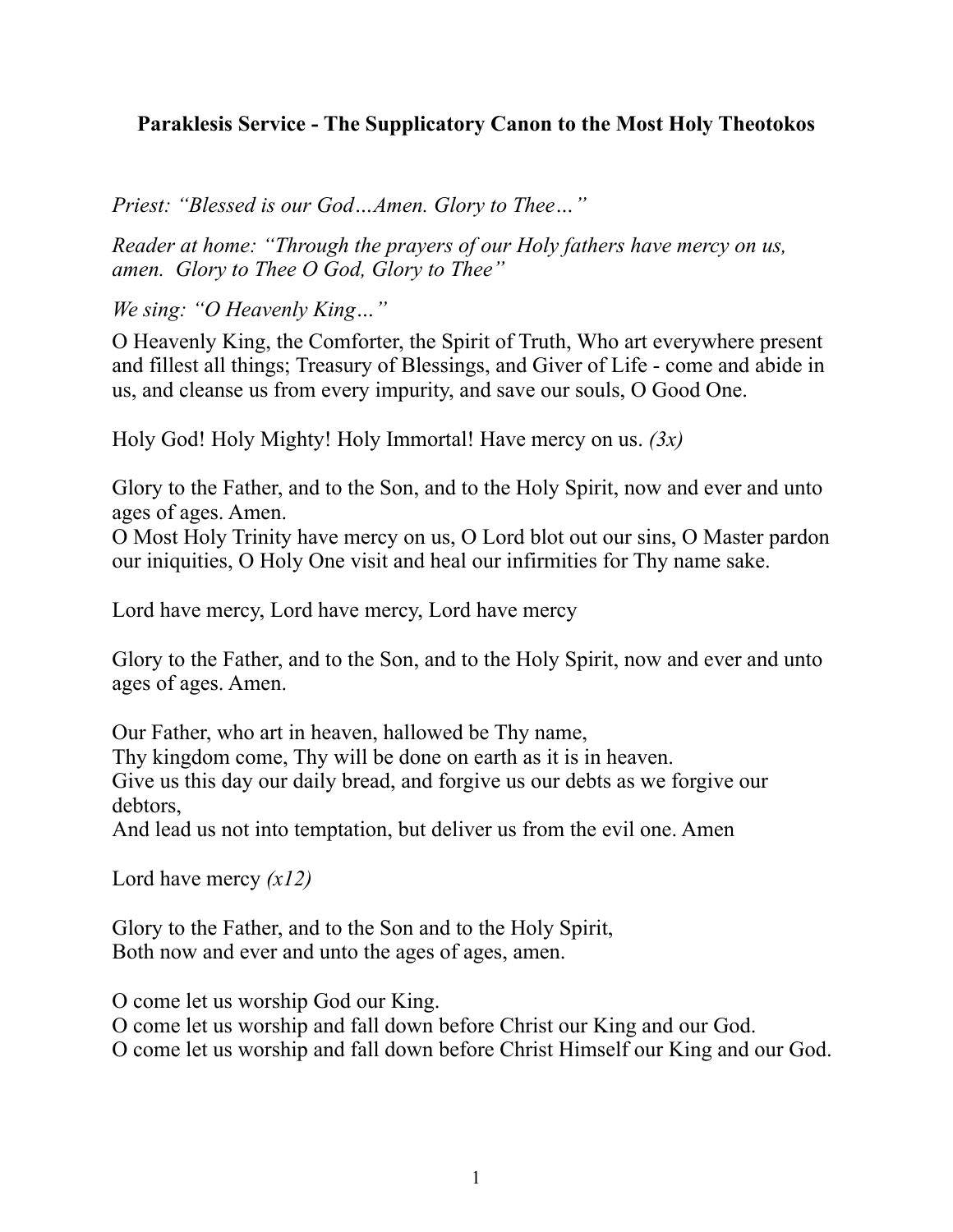**Paraklesis Service - The Supplicatory Canon to the Most Holy Theotokos**

*Priest: "Blessed is our God…Amen. Glory to Thee…"*

*Reader at home: "Through the prayers of our Holy fathers have mercy on us, amen. Glory to Thee O God, Glory to Thee"*

*We sing: "O Heavenly King…"*

O Heavenly King, the Comforter, the Spirit of Truth, Who art everywhere present and fillest all things; Treasury of Blessings, and Giver of Life - come and abide in us, and cleanse us from every impurity, and save our souls, O Good One.

Holy God! Holy Mighty! Holy Immortal! Have mercy on us. *(3x)*

Glory to the Father, and to the Son, and to the Holy Spirit, now and ever and unto ages of ages. Amen.
O Most Holy Trinity have mercy on us, O Lord blot out our sins, O Master pardon our iniquities, O Holy One visit and heal our infirmities for Thy name sake.

Lord have mercy, Lord have mercy, Lord have mercy

Glory to the Father, and to the Son, and to the Holy Spirit, now and ever and unto ages of ages. Amen.

Our Father, who art in heaven, hallowed be Thy name,
Thy kingdom come, Thy will be done on earth as it is in heaven.
Give us this day our daily bread, and forgive us our debts as we forgive our debtors,
And lead us not into temptation, but deliver us from the evil one. Amen

Lord have mercy *(x12)*

Glory to the Father, and to the Son and to the Holy Spirit,
Both now and ever and unto the ages of ages, amen.

O come let us worship God our King.
O come let us worship and fall down before Christ our King and our God.
O come let us worship and fall down before Christ Himself our King and our God.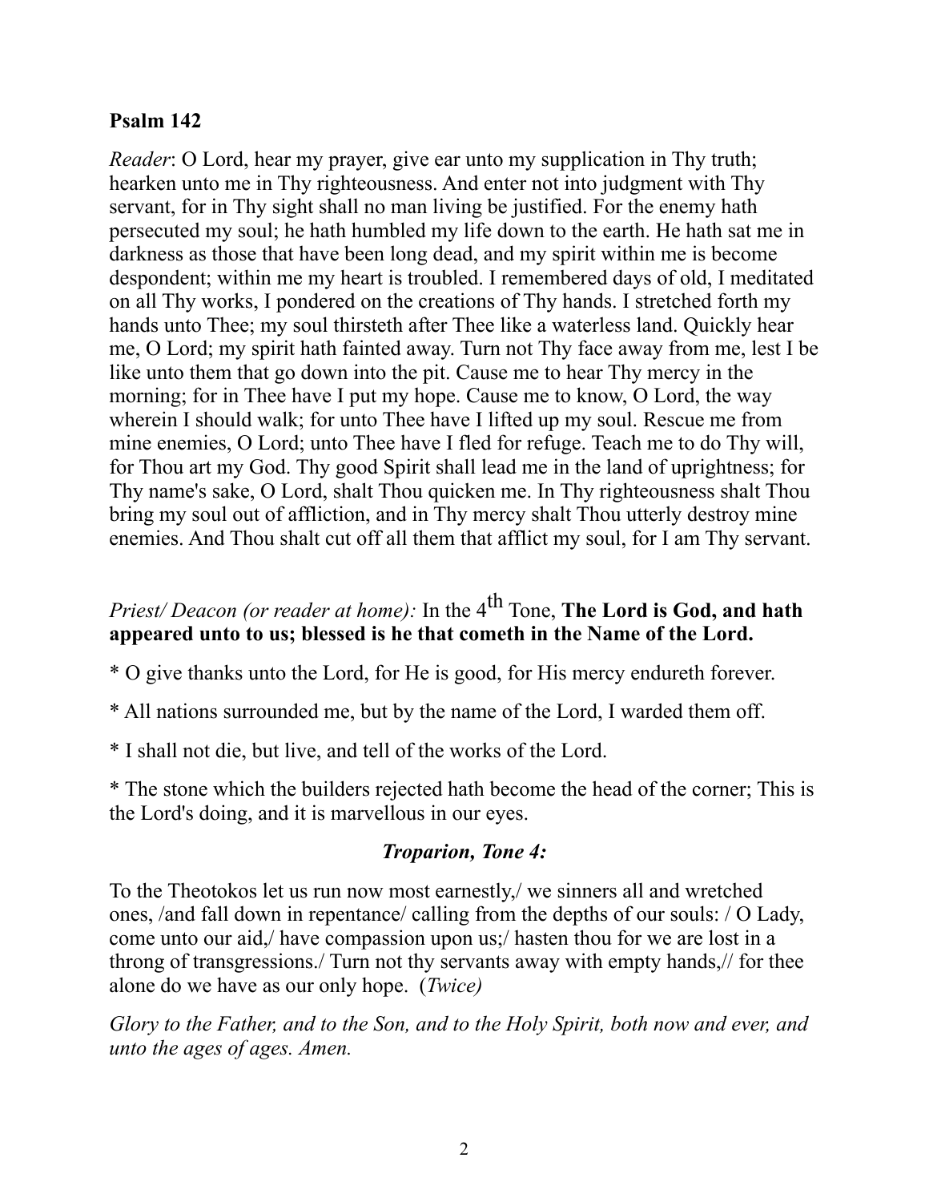**Psalm 142**

*Reader*: O Lord, hear my prayer, give ear unto my supplication in Thy truth; hearken unto me in Thy righteousness. And enter not into judgment with Thy servant, for in Thy sight shall no man living be justified. For the enemy hath persecuted my soul; he hath humbled my life down to the earth. He hath sat me in darkness as those that have been long dead, and my spirit within me is become despondent; within me my heart is troubled. I remembered days of old, I meditated on all Thy works, I pondered on the creations of Thy hands. I stretched forth my hands unto Thee; my soul thirsteth after Thee like a waterless land. Quickly hear me, O Lord; my spirit hath fainted away. Turn not Thy face away from me, lest I be like unto them that go down into the pit. Cause me to hear Thy mercy in the morning; for in Thee have I put my hope. Cause me to know, O Lord, the way wherein I should walk; for unto Thee have I lifted up my soul. Rescue me from mine enemies, O Lord; unto Thee have I fled for refuge. Teach me to do Thy will, for Thou art my God. Thy good Spirit shall lead me in the land of uprightness; for Thy name's sake, O Lord, shalt Thou quicken me. In Thy righteousness shalt Thou bring my soul out of affliction, and in Thy mercy shalt Thou utterly destroy mine enemies. And Thou shalt cut off all them that afflict my soul, for I am Thy servant.

*Priest/ Deacon (or reader at home):* In the 4th Tone, **The Lord is God, and hath appeared unto to us; blessed is he that cometh in the Name of the Lord.**

* O give thanks unto the Lord, for He is good, for His mercy endureth forever.

* All nations surrounded me, but by the name of the Lord, I warded them off.

* I shall not die, but live, and tell of the works of the Lord.

* The stone which the builders rejected hath become the head of the corner; This is the Lord's doing, and it is marvellous in our eyes.

***Troparion, Tone 4:***

To the Theotokos let us run now most earnestly,/ we sinners all and wretched ones, /and fall down in repentance/ calling from the depths of our souls: / O Lady, come unto our aid,/ have compassion upon us;/ hasten thou for we are lost in a throng of transgressions./ Turn not thy servants away with empty hands,// for thee alone do we have as our only hope. (*Twice)*

*Glory to the Father, and to the Son, and to the Holy Spirit, both now and ever, and unto the ages of ages. Amen.*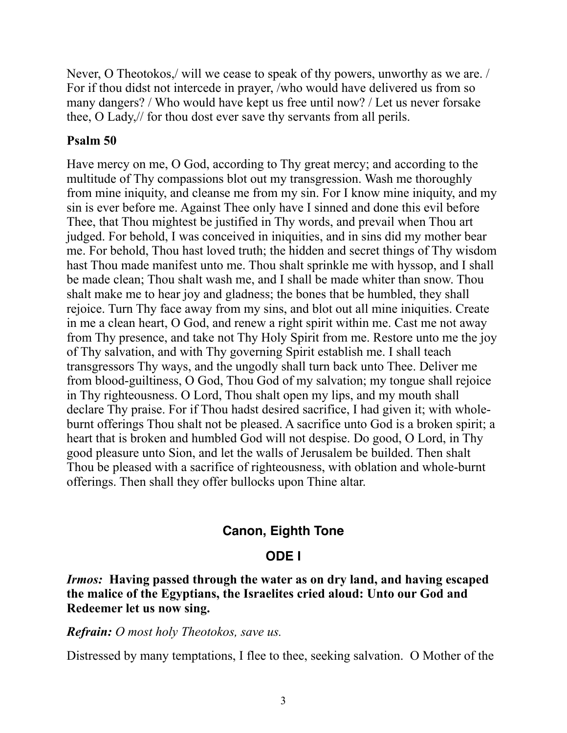Never, O Theotokos,/ will we cease to speak of thy powers, unworthy as we are. / For if thou didst not intercede in prayer, /who would have delivered us from so many dangers? / Who would have kept us free until now? / Let us never forsake thee, O Lady,// for thou dost ever save thy servants from all perils.

**Psalm 50**

Have mercy on me, O God, according to Thy great mercy; and according to the multitude of Thy compassions blot out my transgression. Wash me thoroughly from mine iniquity, and cleanse me from my sin. For I know mine iniquity, and my sin is ever before me. Against Thee only have I sinned and done this evil before Thee, that Thou mightest be justified in Thy words, and prevail when Thou art judged. For behold, I was conceived in iniquities, and in sins did my mother bear me. For behold, Thou hast loved truth; the hidden and secret things of Thy wisdom hast Thou made manifest unto me. Thou shalt sprinkle me with hyssop, and I shall be made clean; Thou shalt wash me, and I shall be made whiter than snow. Thou shalt make me to hear joy and gladness; the bones that be humbled, they shall rejoice. Turn Thy face away from my sins, and blot out all mine iniquities. Create in me a clean heart, O God, and renew a right spirit within me. Cast me not away from Thy presence, and take not Thy Holy Spirit from me. Restore unto me the joy of Thy salvation, and with Thy governing Spirit establish me. I shall teach transgressors Thy ways, and the ungodly shall turn back unto Thee. Deliver me from blood-guiltiness, O God, Thou God of my salvation; my tongue shall rejoice in Thy righteousness. O Lord, Thou shalt open my lips, and my mouth shall declare Thy praise. For if Thou hadst desired sacrifice, I had given it; with whole-burnt offerings Thou shalt not be pleased. A sacrifice unto God is a broken spirit; a heart that is broken and humbled God will not despise. Do good, O Lord, in Thy good pleasure unto Sion, and let the walls of Jerusalem be builded. Then shalt Thou be pleased with a sacrifice of righteousness, with oblation and whole-burnt offerings. Then shall they offer bullocks upon Thine altar.

## Canon, Eighth Tone

### ODE I

***Irmos:*** **Having passed through the water as on dry land, and having escaped the malice of the Egyptians, the Israelites cried aloud: Unto our God and Redeemer let us now sing.**

***Refrain:*** *O most holy Theotokos, save us.*

Distressed by many temptations, I flee to thee, seeking salvation. O Mother of the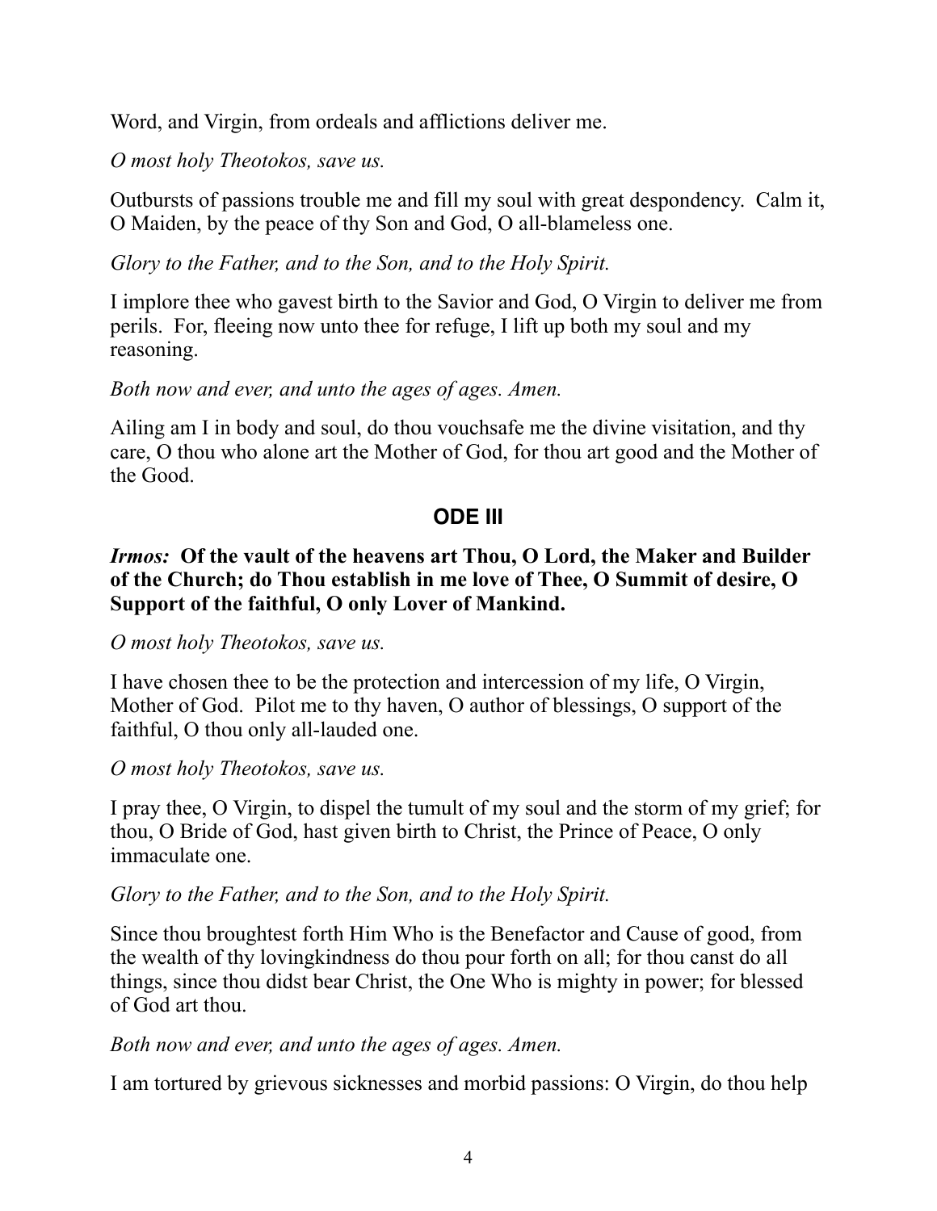Word, and Virgin, from ordeals and afflictions deliver me.

*O most holy Theotokos, save us.*

Outbursts of passions trouble me and fill my soul with great despondency. Calm it, O Maiden, by the peace of thy Son and God, O all-blameless one.

*Glory to the Father, and to the Son, and to the Holy Spirit.*

I implore thee who gavest birth to the Savior and God, O Virgin to deliver me from perils. For, fleeing now unto thee for refuge, I lift up both my soul and my reasoning.

*Both now and ever, and unto the ages of ages. Amen.*

Ailing am I in body and soul, do thou vouchsafe me the divine visitation, and thy care, O thou who alone art the Mother of God, for thou art good and the Mother of the Good.

## ODE III

***Irmos:* Of the vault of the heavens art Thou, O Lord, the Maker and Builder of the Church; do Thou establish in me love of Thee, O Summit of desire, O Support of the faithful, O only Lover of Mankind.**

*O most holy Theotokos, save us.*

I have chosen thee to be the protection and intercession of my life, O Virgin, Mother of God. Pilot me to thy haven, O author of blessings, O support of the faithful, O thou only all-lauded one.

*O most holy Theotokos, save us.*

I pray thee, O Virgin, to dispel the tumult of my soul and the storm of my grief; for thou, O Bride of God, hast given birth to Christ, the Prince of Peace, O only immaculate one.

*Glory to the Father, and to the Son, and to the Holy Spirit.*

Since thou broughtest forth Him Who is the Benefactor and Cause of good, from the wealth of thy lovingkindness do thou pour forth on all; for thou canst do all things, since thou didst bear Christ, the One Who is mighty in power; for blessed of God art thou.

*Both now and ever, and unto the ages of ages. Amen.*

I am tortured by grievous sicknesses and morbid passions: O Virgin, do thou help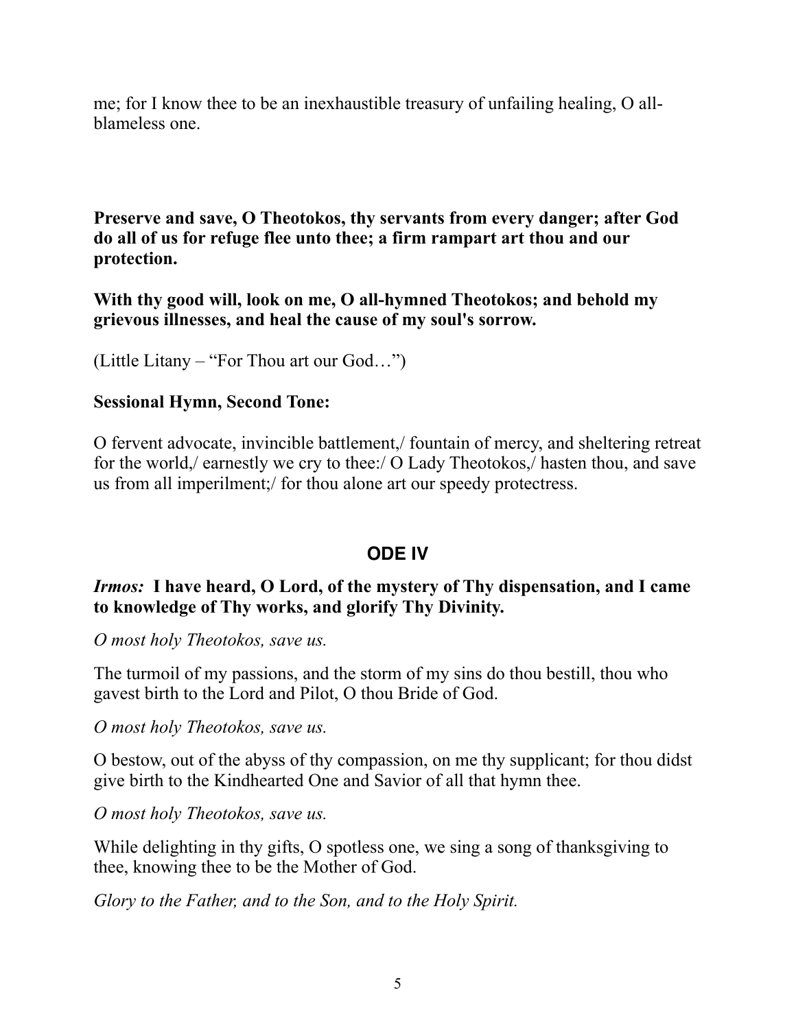me; for I know thee to be an inexhaustible treasury of unfailing healing, O all-blameless one.

**Preserve and save, O Theotokos, thy servants from every danger; after God do all of us for refuge flee unto thee; a firm rampart art thou and our protection.**

**With thy good will, look on me, O all-hymned Theotokos; and behold my grievous illnesses, and heal the cause of my soul's sorrow.**

(Little Litany – "For Thou art our God…")

**Sessional Hymn, Second Tone:**

O fervent advocate, invincible battlement,/ fountain of mercy, and sheltering retreat for the world,/ earnestly we cry to thee:/ O Lady Theotokos,/ hasten thou, and save us from all imperilment;/ for thou alone art our speedy protectress.

## ODE IV

***Irmos:*** **I have heard, O Lord, of the mystery of Thy dispensation, and I came to knowledge of Thy works, and glorify Thy Divinity.**

*O most holy Theotokos, save us.*

The turmoil of my passions, and the storm of my sins do thou bestill, thou who gavest birth to the Lord and Pilot, O thou Bride of God.

*O most holy Theotokos, save us.*

O bestow, out of the abyss of thy compassion, on me thy supplicant; for thou didst give birth to the Kindhearted One and Savior of all that hymn thee.

*O most holy Theotokos, save us.*

While delighting in thy gifts, O spotless one, we sing a song of thanksgiving to thee, knowing thee to be the Mother of God.

*Glory to the Father, and to the Son, and to the Holy Spirit.*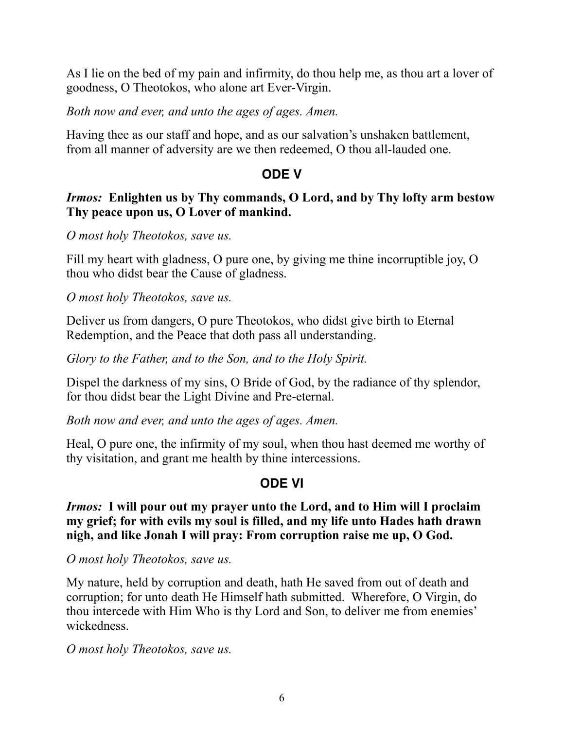As I lie on the bed of my pain and infirmity, do thou help me, as thou art a lover of goodness, O Theotokos, who alone art Ever-Virgin.

*Both now and ever, and unto the ages of ages. Amen.*

Having thee as our staff and hope, and as our salvation's unshaken battlement, from all manner of adversity are we then redeemed, O thou all-lauded one.

## ODE V

***Irmos:*** **Enlighten us by Thy commands, O Lord, and by Thy lofty arm bestow Thy peace upon us, O Lover of mankind.**

*O most holy Theotokos, save us.*

Fill my heart with gladness, O pure one, by giving me thine incorruptible joy, O thou who didst bear the Cause of gladness.

*O most holy Theotokos, save us.*

Deliver us from dangers, O pure Theotokos, who didst give birth to Eternal Redemption, and the Peace that doth pass all understanding.

*Glory to the Father, and to the Son, and to the Holy Spirit.*

Dispel the darkness of my sins, O Bride of God, by the radiance of thy splendor, for thou didst bear the Light Divine and Pre-eternal.

*Both now and ever, and unto the ages of ages. Amen.*

Heal, O pure one, the infirmity of my soul, when thou hast deemed me worthy of thy visitation, and grant me health by thine intercessions.

## ODE VI

***Irmos:*** **I will pour out my prayer unto the Lord, and to Him will I proclaim my grief; for with evils my soul is filled, and my life unto Hades hath drawn nigh, and like Jonah I will pray: From corruption raise me up, O God.**

*O most holy Theotokos, save us.*

My nature, held by corruption and death, hath He saved from out of death and corruption; for unto death He Himself hath submitted. Wherefore, O Virgin, do thou intercede with Him Who is thy Lord and Son, to deliver me from enemies' wickedness.

*O most holy Theotokos, save us.*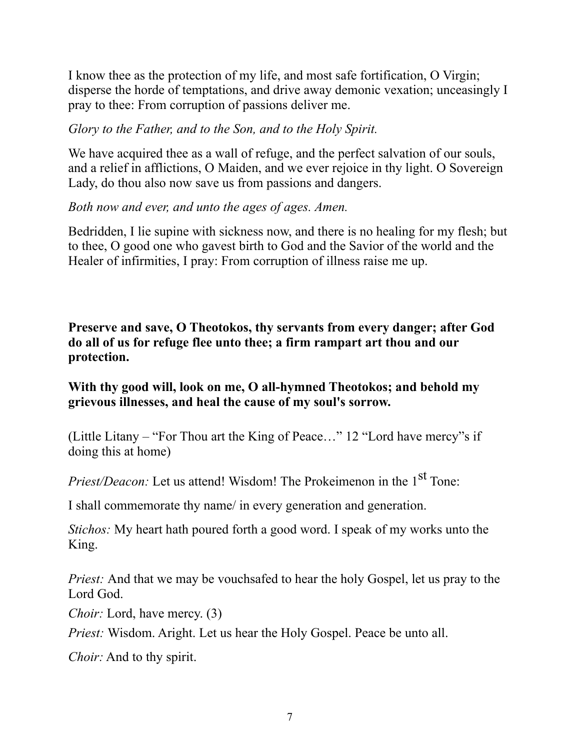I know thee as the protection of my life, and most safe fortification, O Virgin; disperse the horde of temptations, and drive away demonic vexation; unceasingly I pray to thee: From corruption of passions deliver me.

*Glory to the Father, and to the Son, and to the Holy Spirit.*

We have acquired thee as a wall of refuge, and the perfect salvation of our souls, and a relief in afflictions, O Maiden, and we ever rejoice in thy light. O Sovereign Lady, do thou also now save us from passions and dangers.

*Both now and ever, and unto the ages of ages. Amen.*

Bedridden, I lie supine with sickness now, and there is no healing for my flesh; but to thee, O good one who gavest birth to God and the Savior of the world and the Healer of infirmities, I pray: From corruption of illness raise me up.

**Preserve and save, O Theotokos, thy servants from every danger; after God do all of us for refuge flee unto thee; a firm rampart art thou and our protection.**

**With thy good will, look on me, O all-hymned Theotokos; and behold my grievous illnesses, and heal the cause of my soul's sorrow.**

(Little Litany – "For Thou art the King of Peace…" 12 "Lord have mercy"s if doing this at home)

*Priest/Deacon:* Let us attend! Wisdom! The Prokeimenon in the 1st Tone:

I shall commemorate thy name/ in every generation and generation.

*Stichos:* My heart hath poured forth a good word. I speak of my works unto the King.

*Priest:* And that we may be vouchsafed to hear the holy Gospel, let us pray to the Lord God.

*Choir:* Lord, have mercy. (3)

*Priest:* Wisdom. Aright. Let us hear the Holy Gospel. Peace be unto all.

*Choir:* And to thy spirit.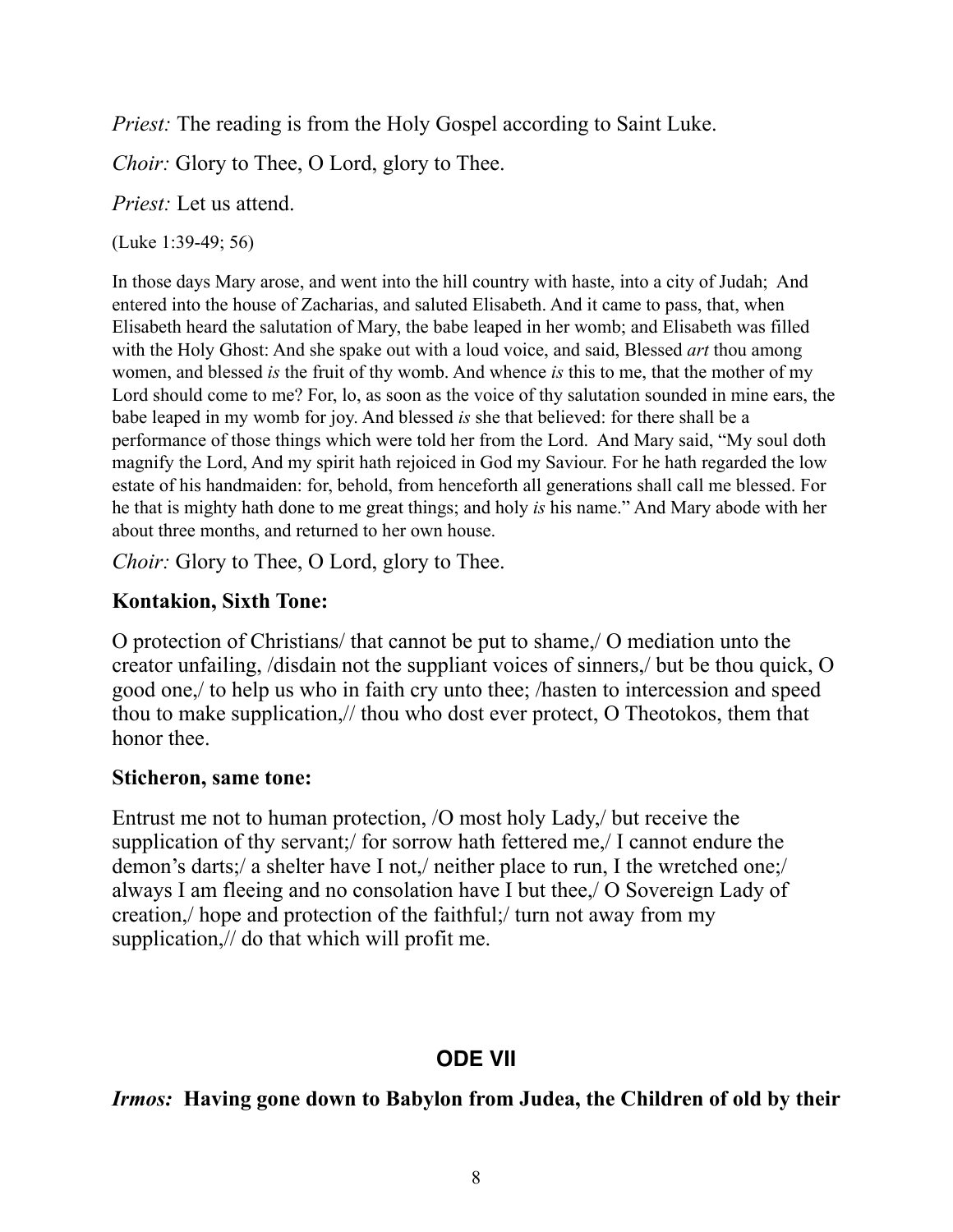*Priest:* The reading is from the Holy Gospel according to Saint Luke.

*Choir:* Glory to Thee, O Lord, glory to Thee.

*Priest:* Let us attend.

(Luke 1:39-49; 56)

In those days Mary arose, and went into the hill country with haste, into a city of Judah; And entered into the house of Zacharias, and saluted Elisabeth. And it came to pass, that, when Elisabeth heard the salutation of Mary, the babe leaped in her womb; and Elisabeth was filled with the Holy Ghost: And she spake out with a loud voice, and said, Blessed *art* thou among women, and blessed *is* the fruit of thy womb. And whence *is* this to me, that the mother of my Lord should come to me? For, lo, as soon as the voice of thy salutation sounded in mine ears, the babe leaped in my womb for joy. And blessed *is* she that believed: for there shall be a performance of those things which were told her from the Lord. And Mary said, "My soul doth magnify the Lord, And my spirit hath rejoiced in God my Saviour. For he hath regarded the low estate of his handmaiden: for, behold, from henceforth all generations shall call me blessed. For he that is mighty hath done to me great things; and holy *is* his name." And Mary abode with her about three months, and returned to her own house.

*Choir:* Glory to Thee, O Lord, glory to Thee.

**Kontakion, Sixth Tone:**

O protection of Christians/ that cannot be put to shame,/ O mediation unto the creator unfailing, /disdain not the suppliant voices of sinners,/ but be thou quick, O good one,/ to help us who in faith cry unto thee; /hasten to intercession and speed thou to make supplication,// thou who dost ever protect, O Theotokos, them that honor thee.

**Sticheron, same tone:**

Entrust me not to human protection, /O most holy Lady,/ but receive the supplication of thy servant;/ for sorrow hath fettered me,/ I cannot endure the demon's darts;/ a shelter have I not,/ neither place to run, I the wretched one;/ always I am fleeing and no consolation have I but thee,/ O Sovereign Lady of creation,/ hope and protection of the faithful;/ turn not away from my supplication,// do that which will profit me.

## ODE VII

***Irmos:*** **Having gone down to Babylon from Judea, the Children of old by their**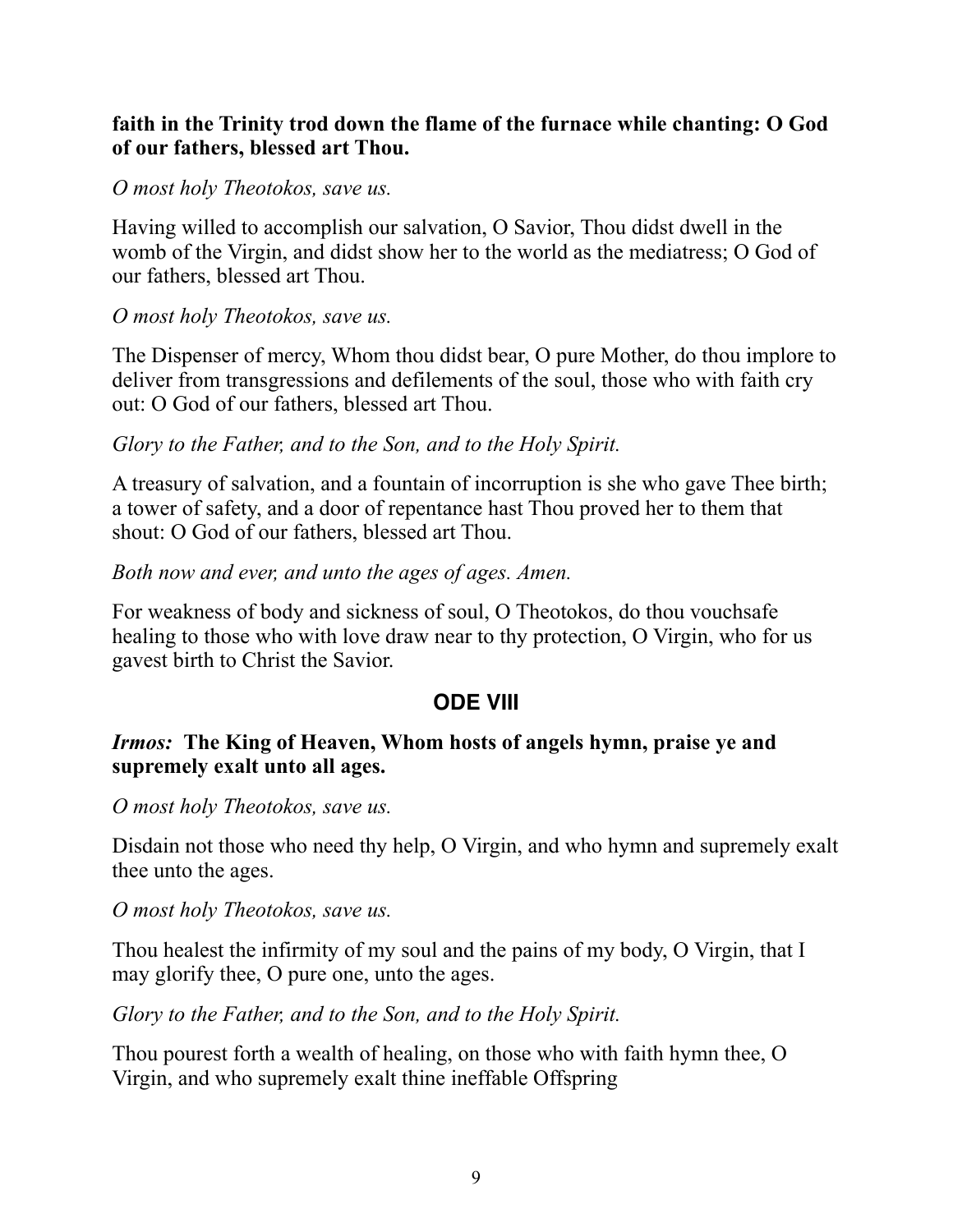**faith in the Trinity trod down the flame of the furnace while chanting: O God of our fathers, blessed art Thou.**

*O most holy Theotokos, save us.*

Having willed to accomplish our salvation, O Savior, Thou didst dwell in the womb of the Virgin, and didst show her to the world as the mediatress; O God of our fathers, blessed art Thou.

*O most holy Theotokos, save us.*

The Dispenser of mercy, Whom thou didst bear, O pure Mother, do thou implore to deliver from transgressions and defilements of the soul, those who with faith cry out: O God of our fathers, blessed art Thou.

*Glory to the Father, and to the Son, and to the Holy Spirit.*

A treasury of salvation, and a fountain of incorruption is she who gave Thee birth; a tower of safety, and a door of repentance hast Thou proved her to them that shout: O God of our fathers, blessed art Thou.

*Both now and ever, and unto the ages of ages. Amen.*

For weakness of body and sickness of soul, O Theotokos, do thou vouchsafe healing to those who with love draw near to thy protection, O Virgin, who for us gavest birth to Christ the Savior.

## ODE VIII

***Irmos:*** **The King of Heaven, Whom hosts of angels hymn, praise ye and supremely exalt unto all ages.**

*O most holy Theotokos, save us.*

Disdain not those who need thy help, O Virgin, and who hymn and supremely exalt thee unto the ages.

*O most holy Theotokos, save us.*

Thou healest the infirmity of my soul and the pains of my body, O Virgin, that I may glorify thee, O pure one, unto the ages.

*Glory to the Father, and to the Son, and to the Holy Spirit.*

Thou pourest forth a wealth of healing, on those who with faith hymn thee, O Virgin, and who supremely exalt thine ineffable Offspring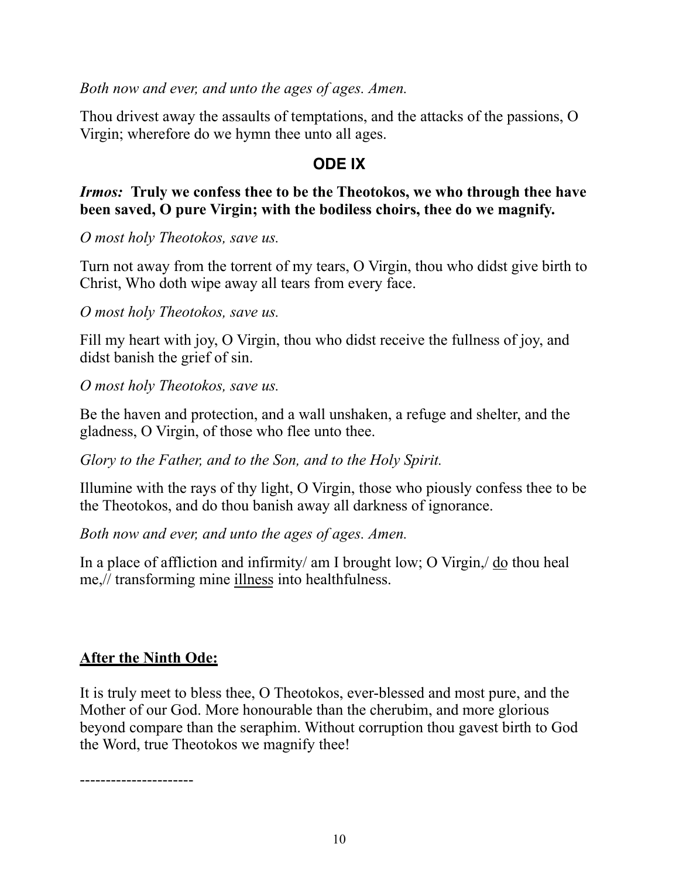*Both now and ever, and unto the ages of ages. Amen.*

Thou drivest away the assaults of temptations, and the attacks of the passions, O Virgin; wherefore do we hymn thee unto all ages.

## ODE IX

***Irmos:* Truly we confess thee to be the Theotokos, we who through thee have been saved, O pure Virgin; with the bodiless choirs, thee do we magnify.**

*O most holy Theotokos, save us.*

Turn not away from the torrent of my tears, O Virgin, thou who didst give birth to Christ, Who doth wipe away all tears from every face.

*O most holy Theotokos, save us.*

Fill my heart with joy, O Virgin, thou who didst receive the fullness of joy, and didst banish the grief of sin.

*O most holy Theotokos, save us.*

Be the haven and protection, and a wall unshaken, a refuge and shelter, and the gladness, O Virgin, of those who flee unto thee.

*Glory to the Father, and to the Son, and to the Holy Spirit.*

Illumine with the rays of thy light, O Virgin, those who piously confess thee to be the Theotokos, and do thou banish away all darkness of ignorance.

*Both now and ever, and unto the ages of ages. Amen.*

In a place of affliction and infirmity/ am I brought low; O Virgin,/ <u>do</u> thou heal me,// transforming mine <u>illness</u> into healthfulness.

**<u>After the Ninth Ode:</u>**

It is truly meet to bless thee, O Theotokos, ever-blessed and most pure, and the Mother of our God. More honourable than the cherubim, and more glorious beyond compare than the seraphim. Without corruption thou gavest birth to God the Word, true Theotokos we magnify thee!

----------------------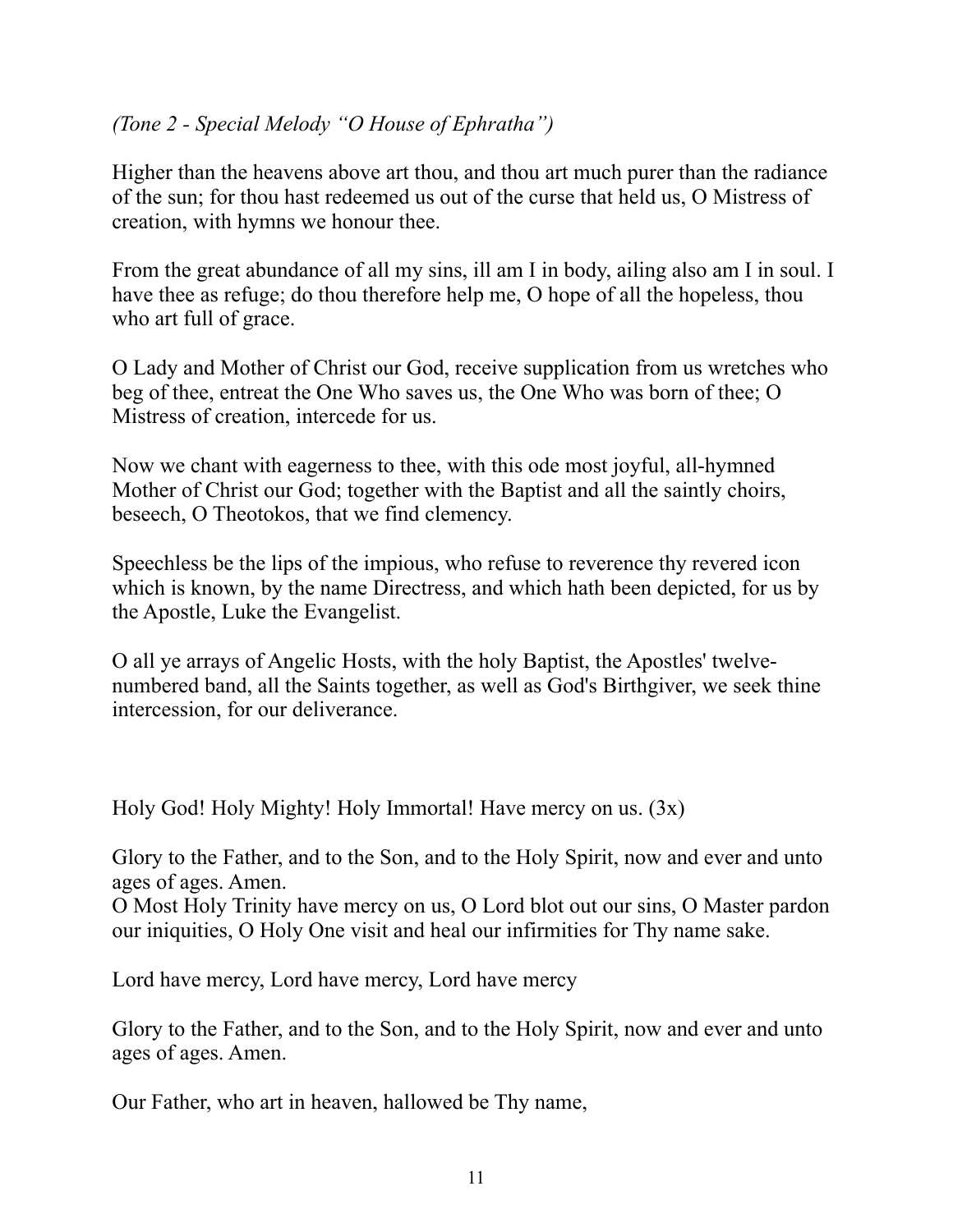*(Tone 2 - Special Melody "O House of Ephratha")*

Higher than the heavens above art thou, and thou art much purer than the radiance of the sun; for thou hast redeemed us out of the curse that held us, O Mistress of creation, with hymns we honour thee.

From the great abundance of all my sins, ill am I in body, ailing also am I in soul. I have thee as refuge; do thou therefore help me, O hope of all the hopeless, thou who art full of grace.

O Lady and Mother of Christ our God, receive supplication from us wretches who beg of thee, entreat the One Who saves us, the One Who was born of thee; O Mistress of creation, intercede for us.

Now we chant with eagerness to thee, with this ode most joyful, all-hymned Mother of Christ our God; together with the Baptist and all the saintly choirs, beseech, O Theotokos, that we find clemency.

Speechless be the lips of the impious, who refuse to reverence thy revered icon which is known, by the name Directress, and which hath been depicted, for us by the Apostle, Luke the Evangelist.

O all ye arrays of Angelic Hosts, with the holy Baptist, the Apostles' twelve-numbered band, all the Saints together, as well as God's Birthgiver, we seek thine intercession, for our deliverance.

Holy God! Holy Mighty! Holy Immortal! Have mercy on us. (3x)

Glory to the Father, and to the Son, and to the Holy Spirit, now and ever and unto ages of ages. Amen.
O Most Holy Trinity have mercy on us, O Lord blot out our sins, O Master pardon our iniquities, O Holy One visit and heal our infirmities for Thy name sake.

Lord have mercy, Lord have mercy, Lord have mercy

Glory to the Father, and to the Son, and to the Holy Spirit, now and ever and unto ages of ages. Amen.

Our Father, who art in heaven, hallowed be Thy name,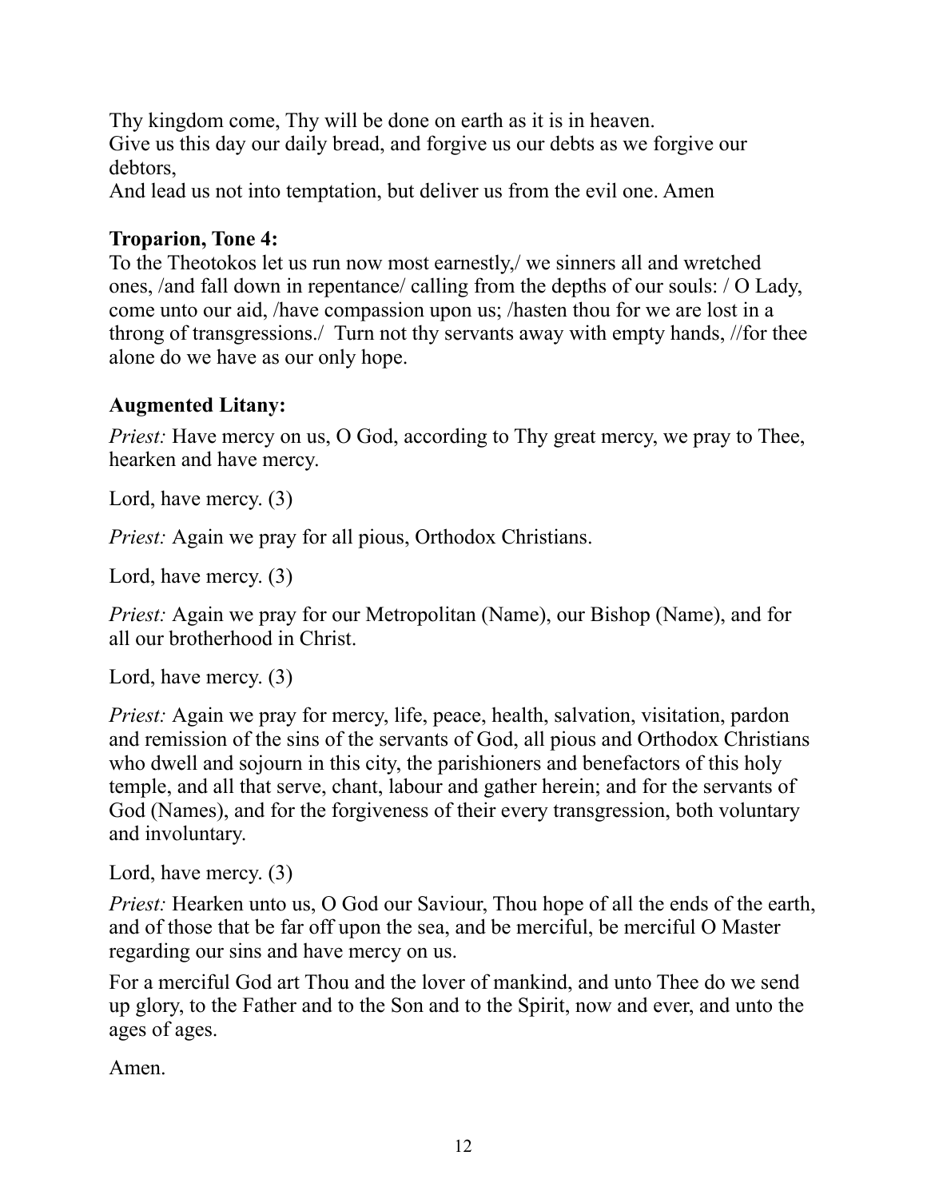Thy kingdom come, Thy will be done on earth as it is in heaven.
Give us this day our daily bread, and forgive us our debts as we forgive our debtors,
And lead us not into temptation, but deliver us from the evil one. Amen

**Troparion, Tone 4:**
To the Theotokos let us run now most earnestly,/ we sinners all and wretched ones, /and fall down in repentance/ calling from the depths of our souls: / O Lady, come unto our aid, /have compassion upon us; /hasten thou for we are lost in a throng of transgressions./ Turn not thy servants away with empty hands, //for thee alone do we have as our only hope.

**Augmented Litany:**

*Priest:* Have mercy on us, O God, according to Thy great mercy, we pray to Thee, hearken and have mercy.

Lord, have mercy. (3)

*Priest:* Again we pray for all pious, Orthodox Christians.

Lord, have mercy. (3)

*Priest:* Again we pray for our Metropolitan (Name), our Bishop (Name), and for all our brotherhood in Christ.

Lord, have mercy. (3)

*Priest:* Again we pray for mercy, life, peace, health, salvation, visitation, pardon and remission of the sins of the servants of God, all pious and Orthodox Christians who dwell and sojourn in this city, the parishioners and benefactors of this holy temple, and all that serve, chant, labour and gather herein; and for the servants of God (Names), and for the forgiveness of their every transgression, both voluntary and involuntary.

Lord, have mercy. (3)

*Priest:* Hearken unto us, O God our Saviour, Thou hope of all the ends of the earth, and of those that be far off upon the sea, and be merciful, be merciful O Master regarding our sins and have mercy on us.

For a merciful God art Thou and the lover of mankind, and unto Thee do we send up glory, to the Father and to the Son and to the Spirit, now and ever, and unto the ages of ages.

Amen.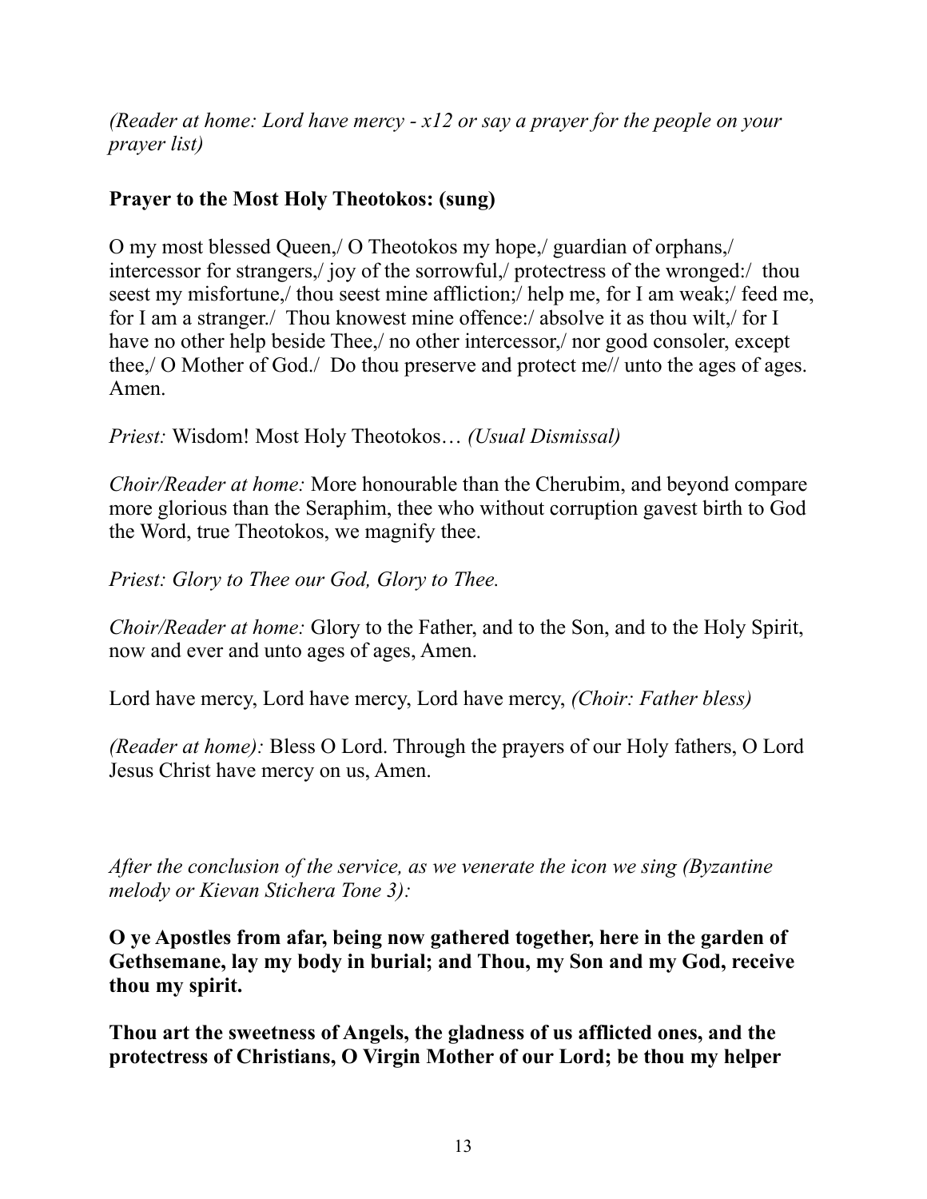*(Reader at home: Lord have mercy - x12 or say a prayer for the people on your prayer list)*

**Prayer to the Most Holy Theotokos: (sung)**

O my most blessed Queen,/ O Theotokos my hope,/ guardian of orphans,/ intercessor for strangers,/ joy of the sorrowful,/ protectress of the wronged:/ thou seest my misfortune,/ thou seest mine affliction;/ help me, for I am weak;/ feed me, for I am a stranger./ Thou knowest mine offence:/ absolve it as thou wilt,/ for I have no other help beside Thee,/ no other intercessor,/ nor good consoler, except thee,/ O Mother of God./ Do thou preserve and protect me// unto the ages of ages. Amen.

*Priest:* Wisdom! Most Holy Theotokos… *(Usual Dismissal)*

*Choir/Reader at home:* More honourable than the Cherubim, and beyond compare more glorious than the Seraphim, thee who without corruption gavest birth to God the Word, true Theotokos, we magnify thee.

*Priest: Glory to Thee our God, Glory to Thee.*

*Choir/Reader at home:* Glory to the Father, and to the Son, and to the Holy Spirit, now and ever and unto ages of ages, Amen.

Lord have mercy, Lord have mercy, Lord have mercy, *(Choir: Father bless)*

*(Reader at home):* Bless O Lord. Through the prayers of our Holy fathers, O Lord Jesus Christ have mercy on us, Amen.

*After the conclusion of the service, as we venerate the icon we sing (Byzantine melody or Kievan Stichera Tone 3):*

**O ye Apostles from afar, being now gathered together, here in the garden of Gethsemane, lay my body in burial; and Thou, my Son and my God, receive thou my spirit.**

**Thou art the sweetness of Angels, the gladness of us afflicted ones, and the protectress of Christians, O Virgin Mother of our Lord; be thou my helper**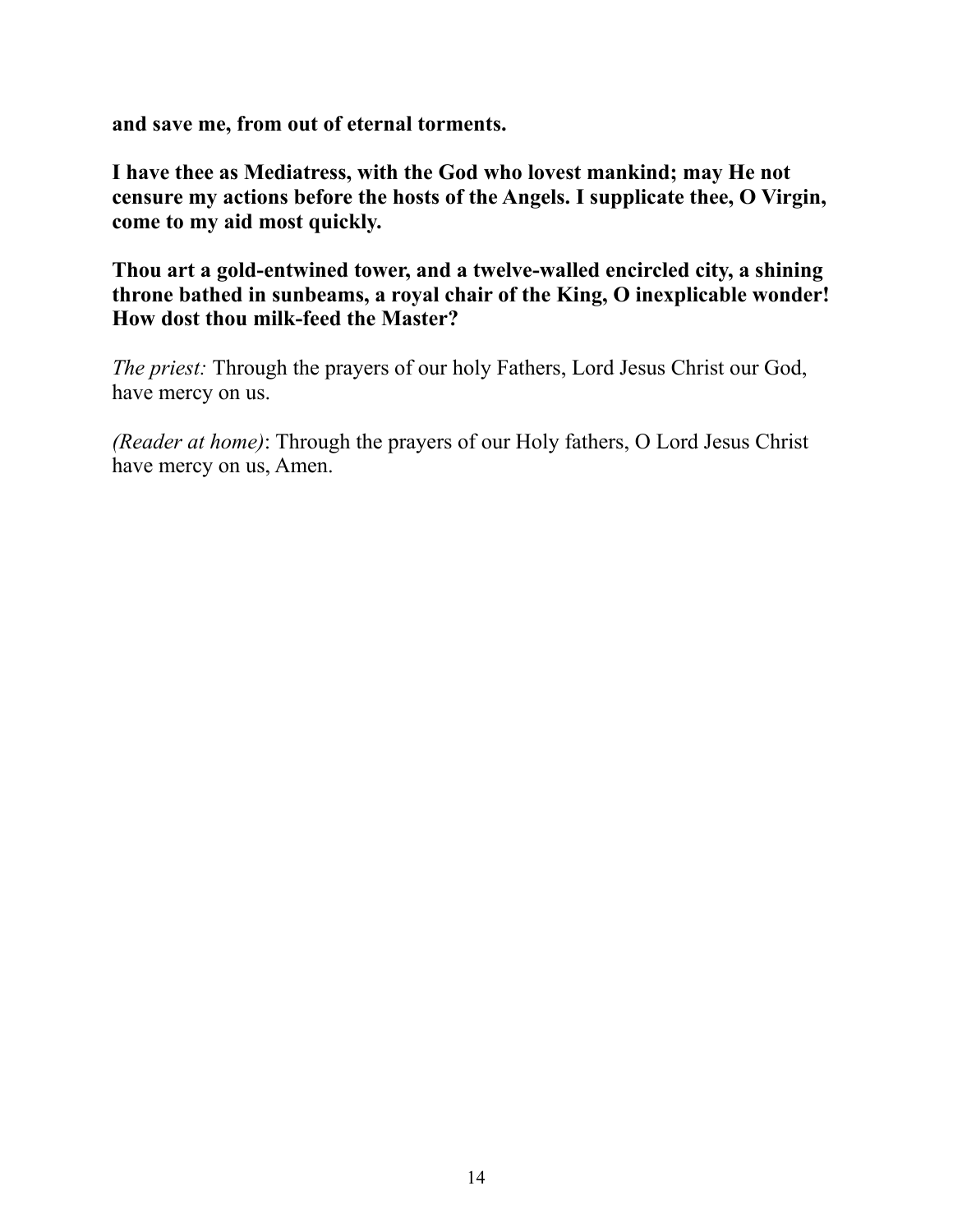**and save me, from out of eternal torments.**

**I have thee as Mediatress, with the God who lovest mankind; may He not censure my actions before the hosts of the Angels. I supplicate thee, O Virgin, come to my aid most quickly.**

**Thou art a gold-entwined tower, and a twelve-walled encircled city, a shining throne bathed in sunbeams, a royal chair of the King, O inexplicable wonder! How dost thou milk-feed the Master?**

*The priest:* Through the prayers of our holy Fathers, Lord Jesus Christ our God, have mercy on us.

*(Reader at home)*: Through the prayers of our Holy fathers, O Lord Jesus Christ have mercy on us, Amen.